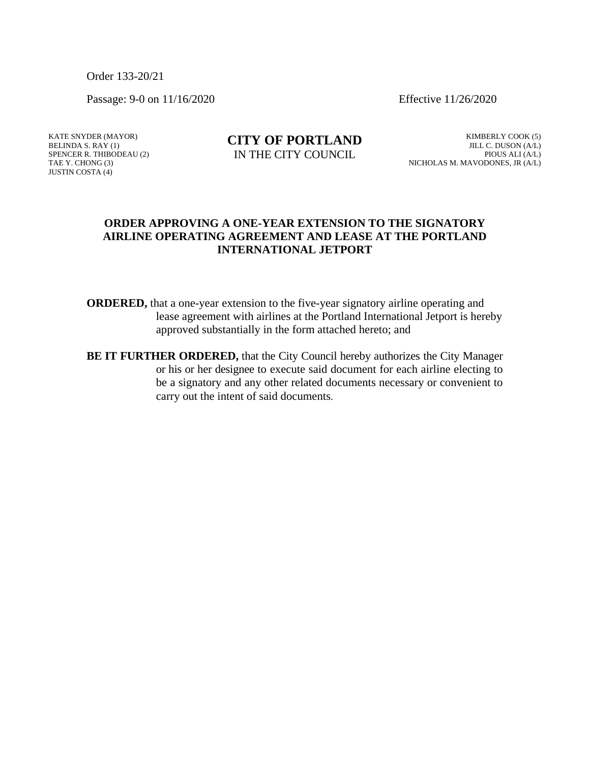Order 133-20/21

Passage: 9-0 on 11/16/2020 Effective 11/26/2020

KATE SNYDER (MAYOR)
BELINDA S. RAY (1)
SPENCER R. THIBODEAU (2)
TAE Y. CHONG (3)
JUSTIN COSTA (4)

**CITY OF PORTLAND**
IN THE CITY COUNCIL

KIMBERLY COOK (5)
JILL C. DUSON (A/L)
PIOUS ALI (A/L)
NICHOLAS M. MAVODONES, JR (A/L)

## ORDER APPROVING A ONE-YEAR EXTENSION TO THE SIGNATORY AIRLINE OPERATING AGREEMENT AND LEASE AT THE PORTLAND INTERNATIONAL JETPORT

**ORDERED,** that a one-year extension to the five-year signatory airline operating and lease agreement with airlines at the Portland International Jetport is hereby approved substantially in the form attached hereto; and

**BE IT FURTHER ORDERED,** that the City Council hereby authorizes the City Manager or his or her designee to execute said document for each airline electing to be a signatory and any other related documents necessary or convenient to carry out the intent of said documents.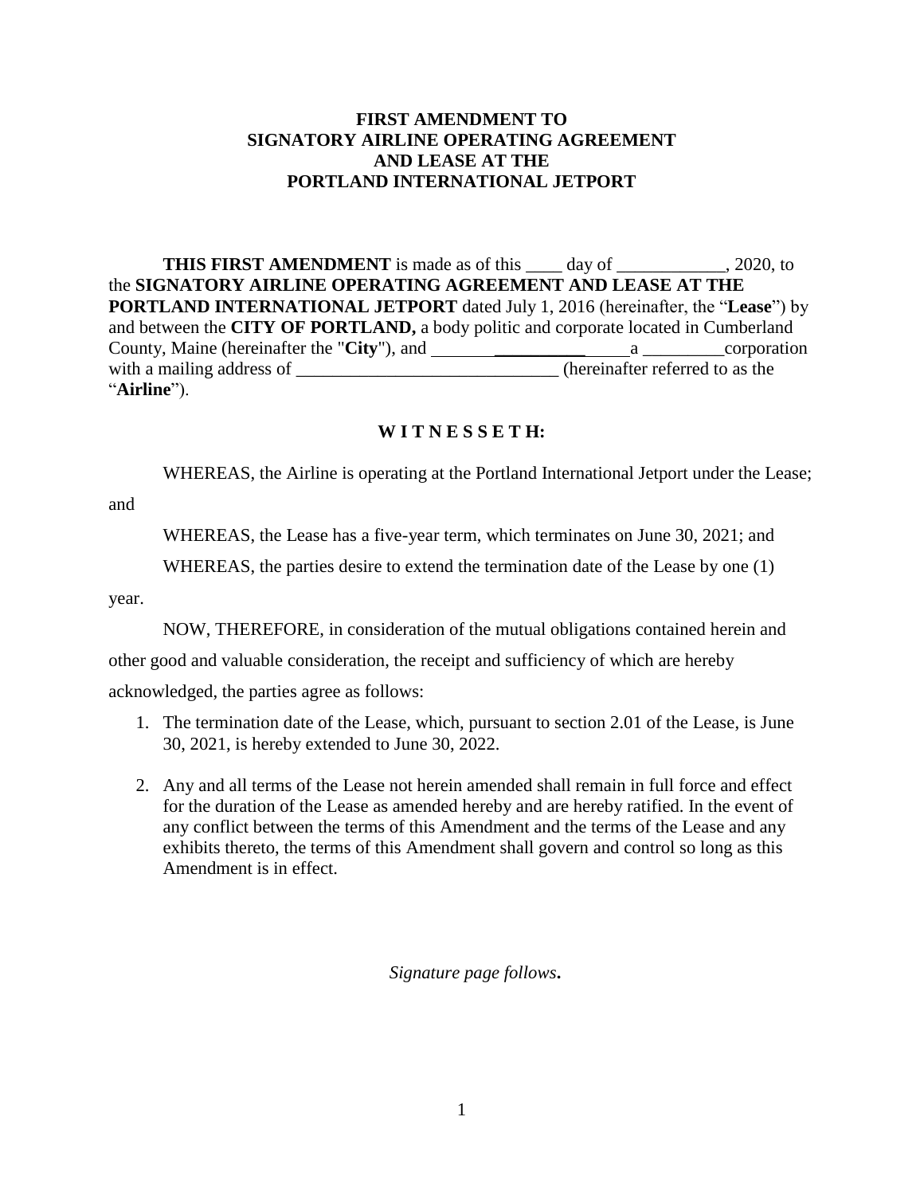**FIRST AMENDMENT TO**
**SIGNATORY AIRLINE OPERATING AGREEMENT**
**AND LEASE AT THE**
**PORTLAND INTERNATIONAL JETPORT**

**THIS FIRST AMENDMENT** is made as of this ____ day of ____________, 2020, to the **SIGNATORY AIRLINE OPERATING AGREEMENT AND LEASE AT THE PORTLAND INTERNATIONAL JETPORT** dated July 1, 2016 (hereinafter, the "**Lease**") by and between the **CITY OF PORTLAND,** a body politic and corporate located in Cumberland County, Maine (hereinafter the "**City**"), and _______**__________**_____a _________corporation with a mailing address of _____________________________ (hereinafter referred to as the "**Airline**").

**W I T N E S S E T H:**

WHEREAS, the Airline is operating at the Portland International Jetport under the Lease; and

WHEREAS, the Lease has a five-year term, which terminates on June 30, 2021; and

WHEREAS, the parties desire to extend the termination date of the Lease by one (1) year.

NOW, THEREFORE, in consideration of the mutual obligations contained herein and other good and valuable consideration, the receipt and sufficiency of which are hereby acknowledged, the parties agree as follows:

1. The termination date of the Lease, which, pursuant to section 2.01 of the Lease, is June 30, 2021, is hereby extended to June 30, 2022.

2. Any and all terms of the Lease not herein amended shall remain in full force and effect for the duration of the Lease as amended hereby and are hereby ratified. In the event of any conflict between the terms of this Amendment and the terms of the Lease and any exhibits thereto, the terms of this Amendment shall govern and control so long as this Amendment is in effect.

*Signature page follows***.**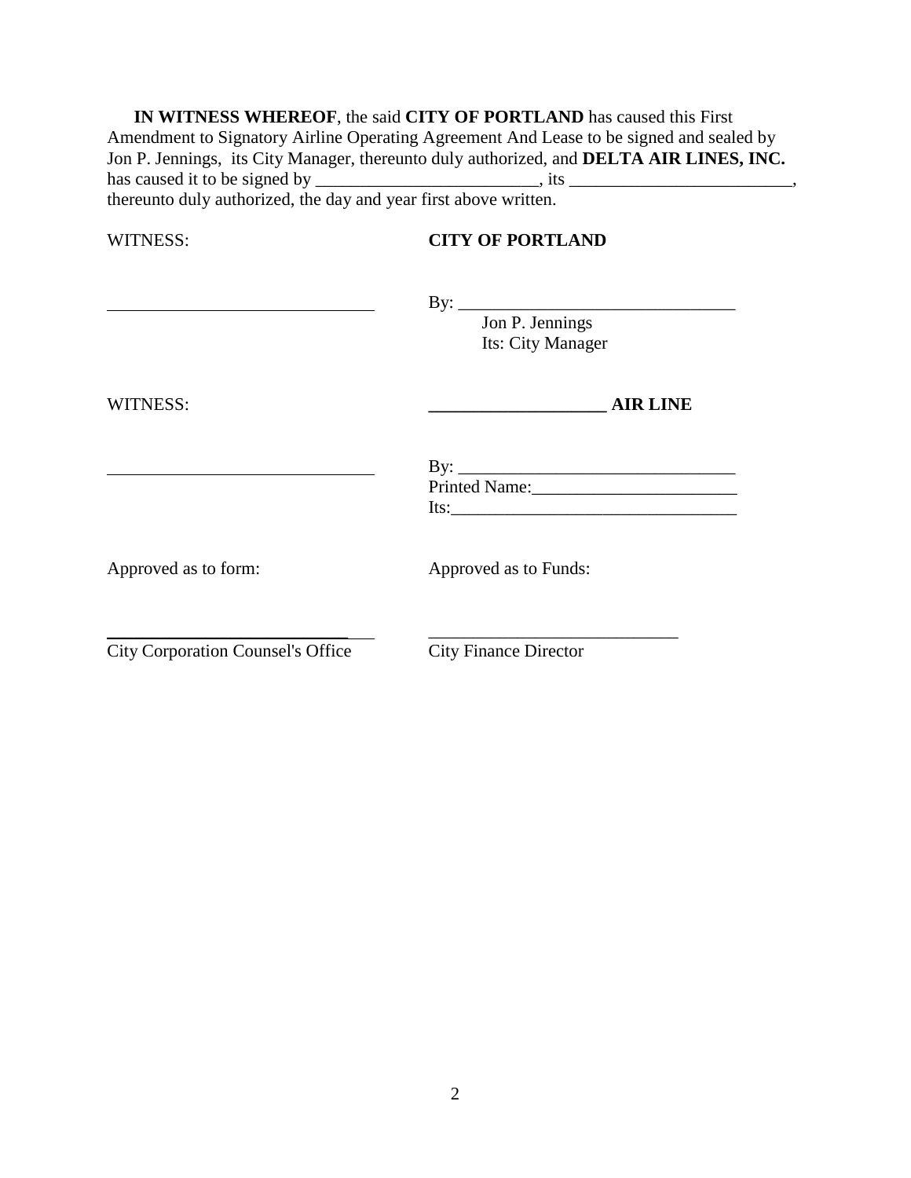**IN WITNESS WHEREOF**, the said **CITY OF PORTLAND** has caused this First Amendment to Signatory Airline Operating Agreement And Lease to be signed and sealed by Jon P. Jennings, its City Manager, thereunto duly authorized, and **DELTA AIR LINES, INC.** has caused it to be signed by _________________________, its _________________________, thereunto duly authorized, the day and year first above written.

| | |
|---|---|
| WITNESS: | **CITY OF PORTLAND** |
| ______________________________ | By: _______________________________<br>Jon P. Jennings<br>Its: City Manager |
| WITNESS: | **____________________ AIR LINE** |
| ______________________________ | By: _______________________________<br>Printed Name:______________________<br>Its:_______________________________ |
| Approved as to form: | Approved as to Funds: |
| ______________________________<br>City Corporation Counsel's Office | ____________________________<br>City Finance Director |